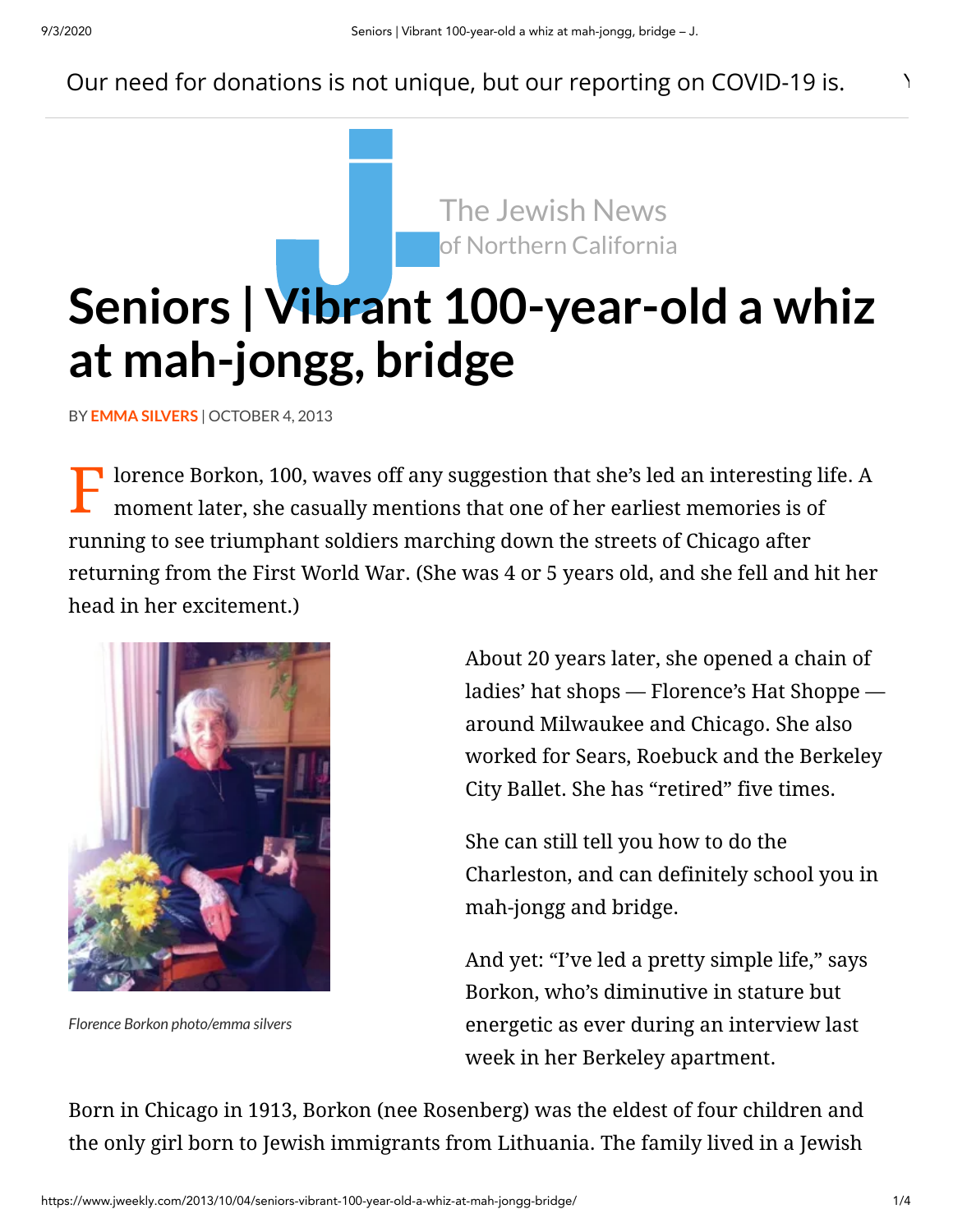Our need for donations is not unique, but our reporting on COVID-19 is.

The Jewish News of Northern California

# Seniors | Vibrant 100-year-old a whiz at mah-jongg, bridge

BY **EMMA SILVERS** | OCTOBER 4, 2013

Florence Borkon, 100, waves off any suggestion that she's led an interesting life. A moment later, she casually mentions that one of her earliest memories is of running to see triumphant soldiers marching down the streets of Chicago after returning from the First World War. (She was 4 or 5 years old, and she fell and hit her head in her excitement.)

*Florence Borkon photo/emma silvers*

About 20 years later, she opened a chain of ladies' hat shops — Florence's Hat Shoppe — around Milwaukee and Chicago. She also worked for Sears, Roebuck and the Berkeley City Ballet. She has "retired" five times.

She can still tell you how to do the Charleston, and can definitely school you in mah-jongg and bridge.

And yet: "I've led a pretty simple life," says Borkon, who's diminutive in stature but energetic as ever during an interview last week in her Berkeley apartment.

Born in Chicago in 1913, Borkon (nee Rosenberg) was the eldest of four children and the only girl born to Jewish immigrants from Lithuania. The family lived in a Jewish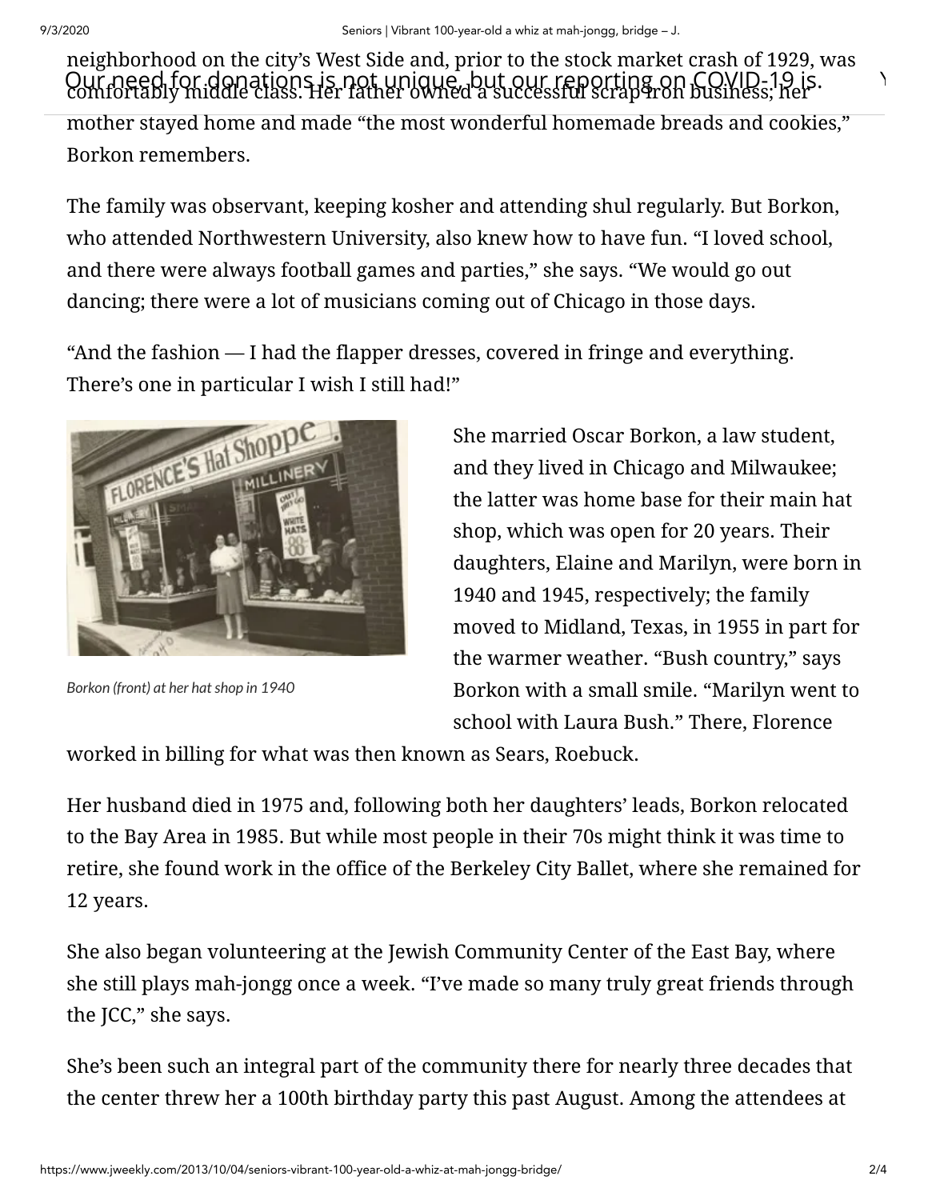neighborhood on the city's West Side and, prior to the stock market crash of 1929, was comfortably middle class. Her father owned a successful scrap iron business; her mother stayed home and made "the most wonderful homemade breads and cookies," Borkon remembers.

The family was observant, keeping kosher and attending shul regularly. But Borkon, who attended Northwestern University, also knew how to have fun. "I loved school, and there were always football games and parties," she says. "We would go out dancing; there were a lot of musicians coming out of Chicago in those days.

"And the fashion — I had the flapper dresses, covered in fringe and everything. There's one in particular I wish I still had!"

Borkon (front) at her hat shop in 1940

She married Oscar Borkon, a law student, and they lived in Chicago and Milwaukee; the latter was home base for their main hat shop, which was open for 20 years. Their daughters, Elaine and Marilyn, were born in 1940 and 1945, respectively; the family moved to Midland, Texas, in 1955 in part for the warmer weather. "Bush country," says Borkon with a small smile. "Marilyn went to school with Laura Bush." There, Florence worked in billing for what was then known as Sears, Roebuck.

Her husband died in 1975 and, following both her daughters' leads, Borkon relocated to the Bay Area in 1985. But while most people in their 70s might think it was time to retire, she found work in the office of the Berkeley City Ballet, where she remained for 12 years.

She also began volunteering at the Jewish Community Center of the East Bay, where she still plays mah-jongg once a week. "I've made so many truly great friends through the JCC," she says.

She's been such an integral part of the community there for nearly three decades that the center threw her a 100th birthday party this past August. Among the attendees at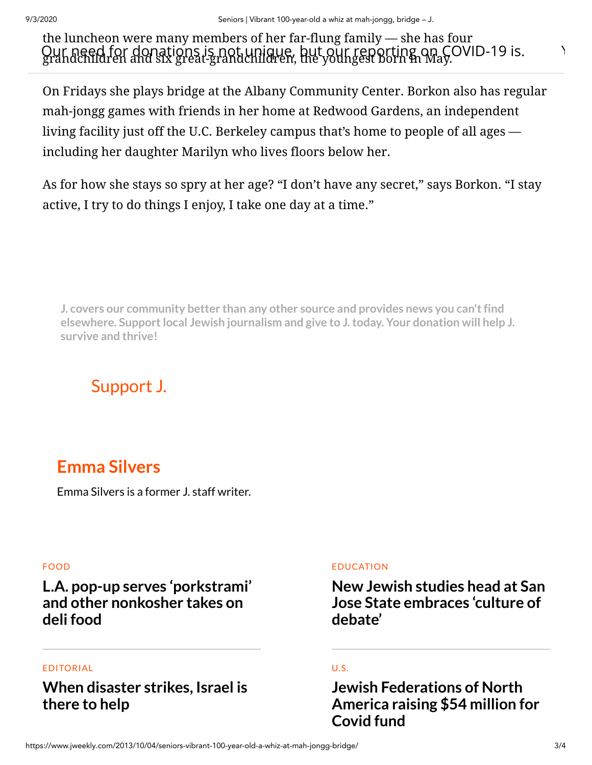the luncheon were many members of her far-flung family — she has four grandchildren and six great-grandchildren, the youngest born in May.

Our need for donations is not unique, but our reporting on COVID-19 is.

On Fridays she plays bridge at the Albany Community Center. Borkon also has regular mah-jongg games with friends in her home at Redwood Gardens, an independent living facility just off the U.C. Berkeley campus that's home to people of all ages — including her daughter Marilyn who lives floors below her.

As for how she stays so spry at her age? "I don't have any secret," says Borkon. "I stay active, I try to do things I enjoy, I take one day at a time."

**J. covers our community better than any other source and provides news you can't find elsewhere. Support local Jewish journalism and give to J. today. Your donation will help J. survive and thrive!**

Support J.

## Emma Silvers

Emma Silvers is a former J. staff writer.

FOOD

### L.A. pop-up serves 'porkstrami' and other nonkosher takes on deli food

EDUCATION

### New Jewish studies head at San Jose State embraces 'culture of debate'

EDITORIAL

### When disaster strikes, Israel is there to help

U.S.

### Jewish Federations of North America raising $54 million for Covid fund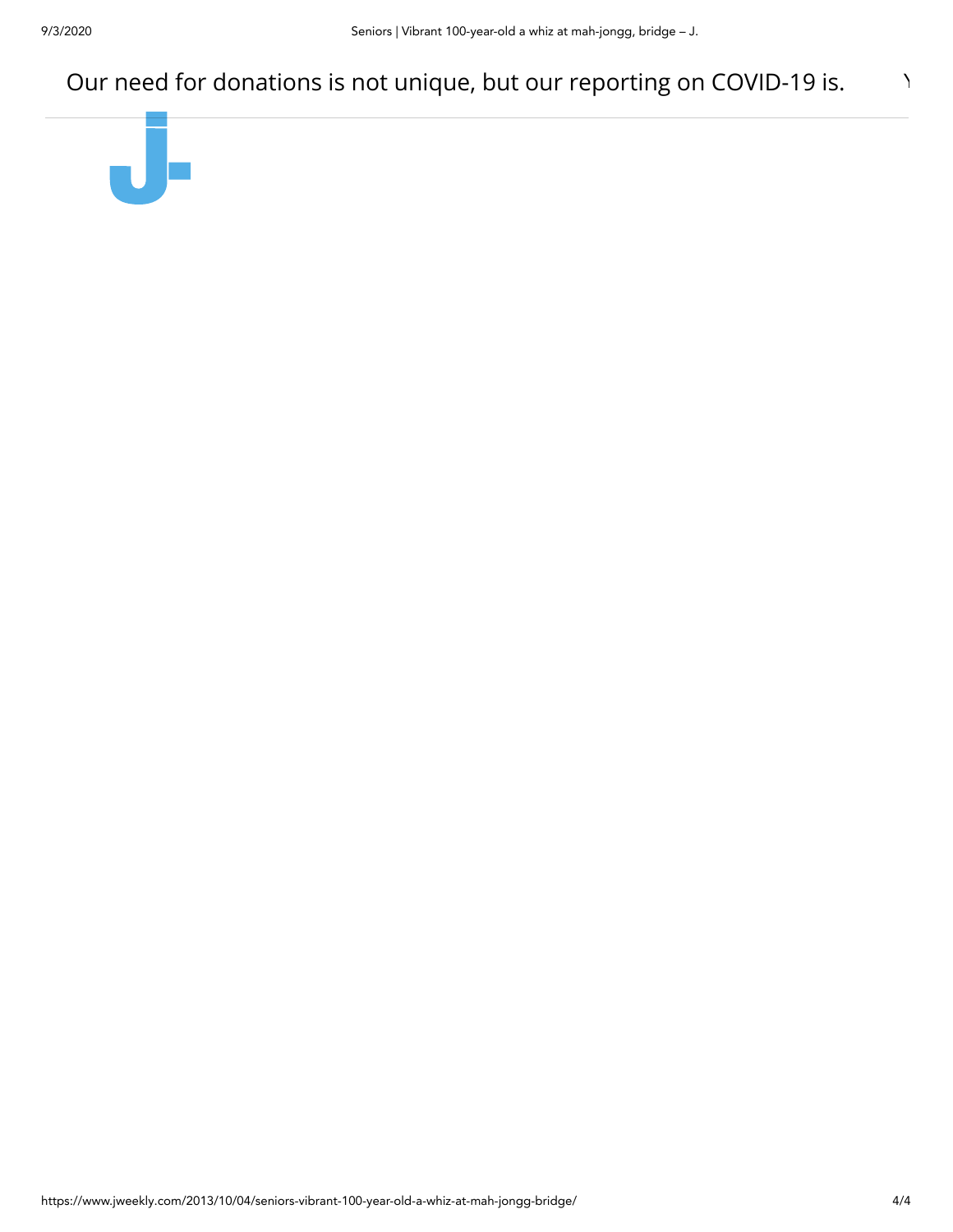Our need for donations is not unique, but our reporting on COVID-19 is.